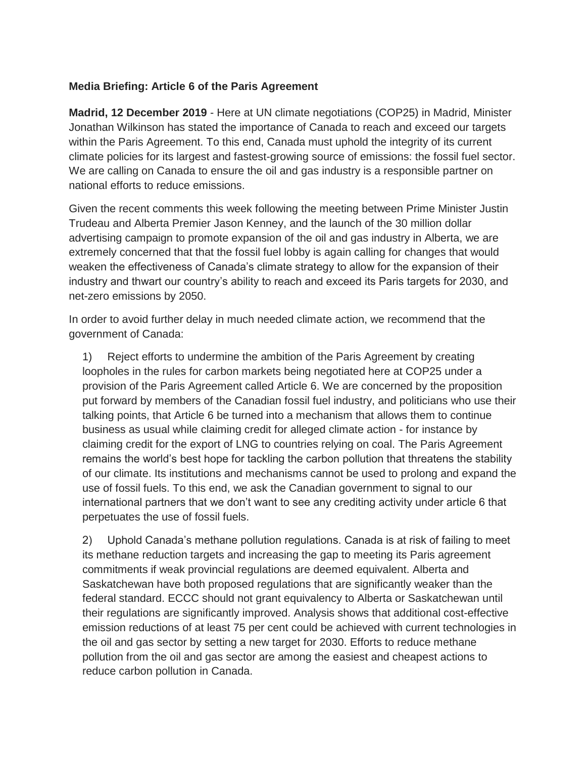**Media Briefing: Article 6 of the Paris Agreement**

**Madrid, 12 December 2019** - Here at UN climate negotiations (COP25) in Madrid, Minister Jonathan Wilkinson has stated the importance of Canada to reach and exceed our targets within the Paris Agreement. To this end, Canada must uphold the integrity of its current climate policies for its largest and fastest-growing source of emissions: the fossil fuel sector. We are calling on Canada to ensure the oil and gas industry is a responsible partner on national efforts to reduce emissions.

Given the recent comments this week following the meeting between Prime Minister Justin Trudeau and Alberta Premier Jason Kenney, and the launch of the 30 million dollar advertising campaign to promote expansion of the oil and gas industry in Alberta, we are extremely concerned that that the fossil fuel lobby is again calling for changes that would weaken the effectiveness of Canada's climate strategy to allow for the expansion of their industry and thwart our country's ability to reach and exceed its Paris targets for 2030, and net-zero emissions by 2050.

In order to avoid further delay in much needed climate action, we recommend that the government of Canada:

1) Reject efforts to undermine the ambition of the Paris Agreement by creating loopholes in the rules for carbon markets being negotiated here at COP25 under a provision of the Paris Agreement called Article 6. We are concerned by the proposition put forward by members of the Canadian fossil fuel industry, and politicians who use their talking points, that Article 6 be turned into a mechanism that allows them to continue business as usual while claiming credit for alleged climate action - for instance by claiming credit for the export of LNG to countries relying on coal. The Paris Agreement remains the world's best hope for tackling the carbon pollution that threatens the stability of our climate. Its institutions and mechanisms cannot be used to prolong and expand the use of fossil fuels. To this end, we ask the Canadian government to signal to our international partners that we don't want to see any crediting activity under article 6 that perpetuates the use of fossil fuels.

2) Uphold Canada's methane pollution regulations. Canada is at risk of failing to meet its methane reduction targets and increasing the gap to meeting its Paris agreement commitments if weak provincial regulations are deemed equivalent. Alberta and Saskatchewan have both proposed regulations that are significantly weaker than the federal standard. ECCC should not grant equivalency to Alberta or Saskatchewan until their regulations are significantly improved. Analysis shows that additional cost-effective emission reductions of at least 75 per cent could be achieved with current technologies in the oil and gas sector by setting a new target for 2030. Efforts to reduce methane pollution from the oil and gas sector are among the easiest and cheapest actions to reduce carbon pollution in Canada.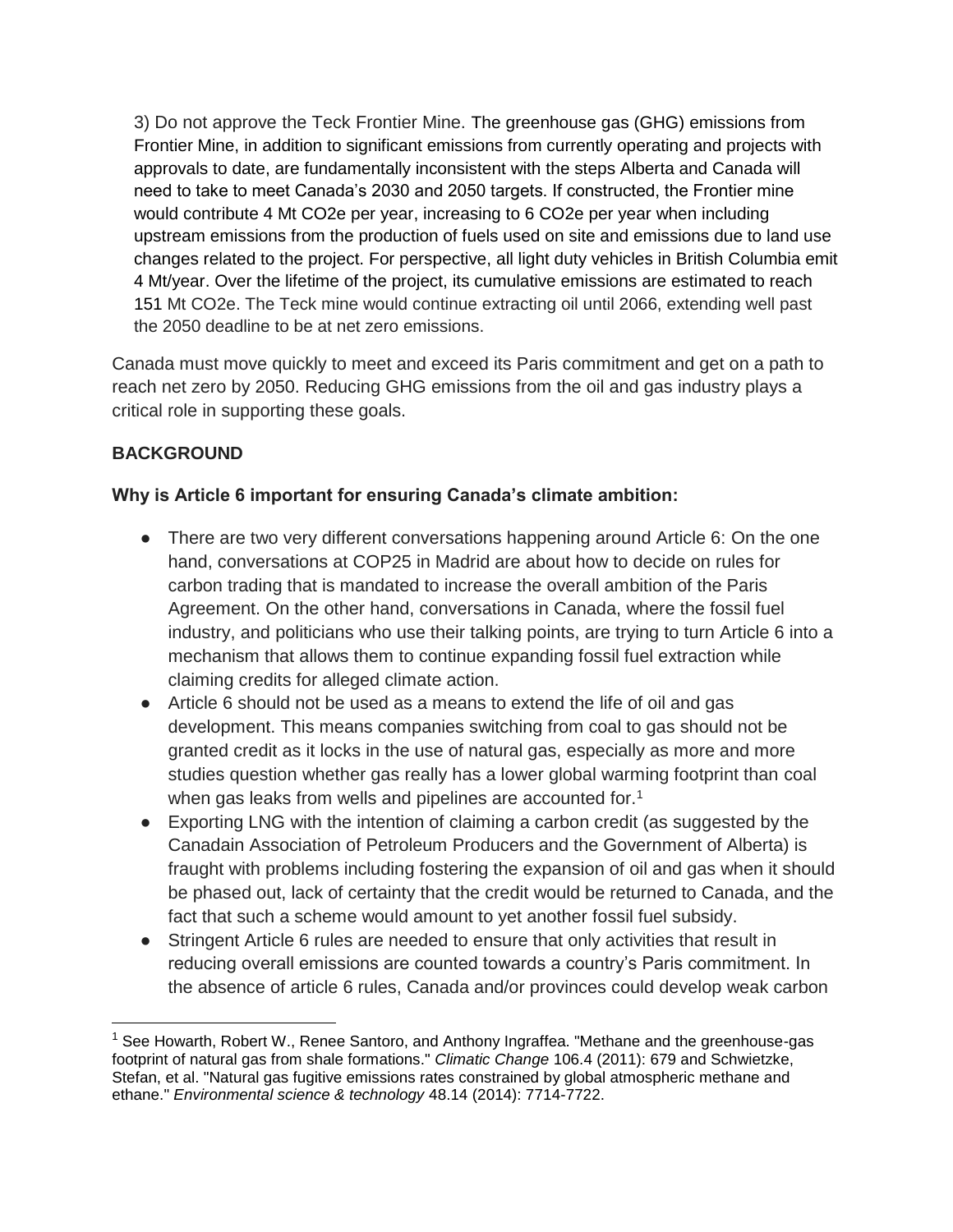3) Do not approve the Teck Frontier Mine. The greenhouse gas (GHG) emissions from Frontier Mine, in addition to significant emissions from currently operating and projects with approvals to date, are fundamentally inconsistent with the steps Alberta and Canada will need to take to meet Canada's 2030 and 2050 targets. If constructed, the Frontier mine would contribute 4 Mt CO2e per year, increasing to 6 CO2e per year when including upstream emissions from the production of fuels used on site and emissions due to land use changes related to the project. For perspective, all light duty vehicles in British Columbia emit 4 Mt/year. Over the lifetime of the project, its cumulative emissions are estimated to reach 151 Mt CO2e. The Teck mine would continue extracting oil until 2066, extending well past the 2050 deadline to be at net zero emissions.

Canada must move quickly to meet and exceed its Paris commitment and get on a path to reach net zero by 2050. Reducing GHG emissions from the oil and gas industry plays a critical role in supporting these goals.

**BACKGROUND**

**Why is Article 6 important for ensuring Canada's climate ambition:**

- There are two very different conversations happening around Article 6: On the one hand, conversations at COP25 in Madrid are about how to decide on rules for carbon trading that is mandated to increase the overall ambition of the Paris Agreement. On the other hand, conversations in Canada, where the fossil fuel industry, and politicians who use their talking points, are trying to turn Article 6 into a mechanism that allows them to continue expanding fossil fuel extraction while claiming credits for alleged climate action.
- Article 6 should not be used as a means to extend the life of oil and gas development. This means companies switching from coal to gas should not be granted credit as it locks in the use of natural gas, especially as more and more studies question whether gas really has a lower global warming footprint than coal when gas leaks from wells and pipelines are accounted for.[1]
- Exporting LNG with the intention of claiming a carbon credit (as suggested by the Canadain Association of Petroleum Producers and the Government of Alberta) is fraught with problems including fostering the expansion of oil and gas when it should be phased out, lack of certainty that the credit would be returned to Canada, and the fact that such a scheme would amount to yet another fossil fuel subsidy.
- Stringent Article 6 rules are needed to ensure that only activities that result in reducing overall emissions are counted towards a country's Paris commitment. In the absence of article 6 rules, Canada and/or provinces could develop weak carbon

---

[1] See Howarth, Robert W., Renee Santoro, and Anthony Ingraffea. "Methane and the greenhouse-gas footprint of natural gas from shale formations." *Climatic Change* 106.4 (2011): 679 and Schwietzke, Stefan, et al. "Natural gas fugitive emissions rates constrained by global atmospheric methane and ethane." *Environmental science & technology* 48.14 (2014): 7714-7722.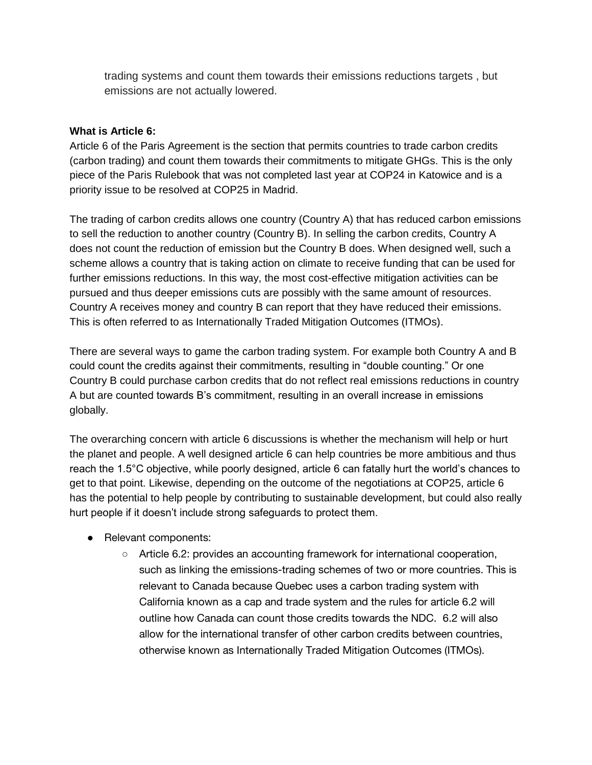trading systems and count them towards their emissions reductions targets , but emissions are not actually lowered.

**What is Article 6:**

Article 6 of the Paris Agreement is the section that permits countries to trade carbon credits (carbon trading) and count them towards their commitments to mitigate GHGs. This is the only piece of the Paris Rulebook that was not completed last year at COP24 in Katowice and is a priority issue to be resolved at COP25 in Madrid.

The trading of carbon credits allows one country (Country A) that has reduced carbon emissions to sell the reduction to another country (Country B). In selling the carbon credits, Country A does not count the reduction of emission but the Country B does. When designed well, such a scheme allows a country that is taking action on climate to receive funding that can be used for further emissions reductions. In this way, the most cost-effective mitigation activities can be pursued and thus deeper emissions cuts are possibly with the same amount of resources. Country A receives money and country B can report that they have reduced their emissions. This is often referred to as Internationally Traded Mitigation Outcomes (ITMOs).

There are several ways to game the carbon trading system. For example both Country A and B could count the credits against their commitments, resulting in "double counting." Or one Country B could purchase carbon credits that do not reflect real emissions reductions in country A but are counted towards B's commitment, resulting in an overall increase in emissions globally.

The overarching concern with article 6 discussions is whether the mechanism will help or hurt the planet and people. A well designed article 6 can help countries be more ambitious and thus reach the 1.5°C objective, while poorly designed, article 6 can fatally hurt the world's chances to get to that point. Likewise, depending on the outcome of the negotiations at COP25, article 6 has the potential to help people by contributing to sustainable development, but could also really hurt people if it doesn't include strong safeguards to protect them.

- Relevant components:
    - Article 6.2: provides an accounting framework for international cooperation, such as linking the emissions-trading schemes of two or more countries. This is relevant to Canada because Quebec uses a carbon trading system with California known as a cap and trade system and the rules for article 6.2 will outline how Canada can count those credits towards the NDC. 6.2 will also allow for the international transfer of other carbon credits between countries, otherwise known as Internationally Traded Mitigation Outcomes (ITMOs).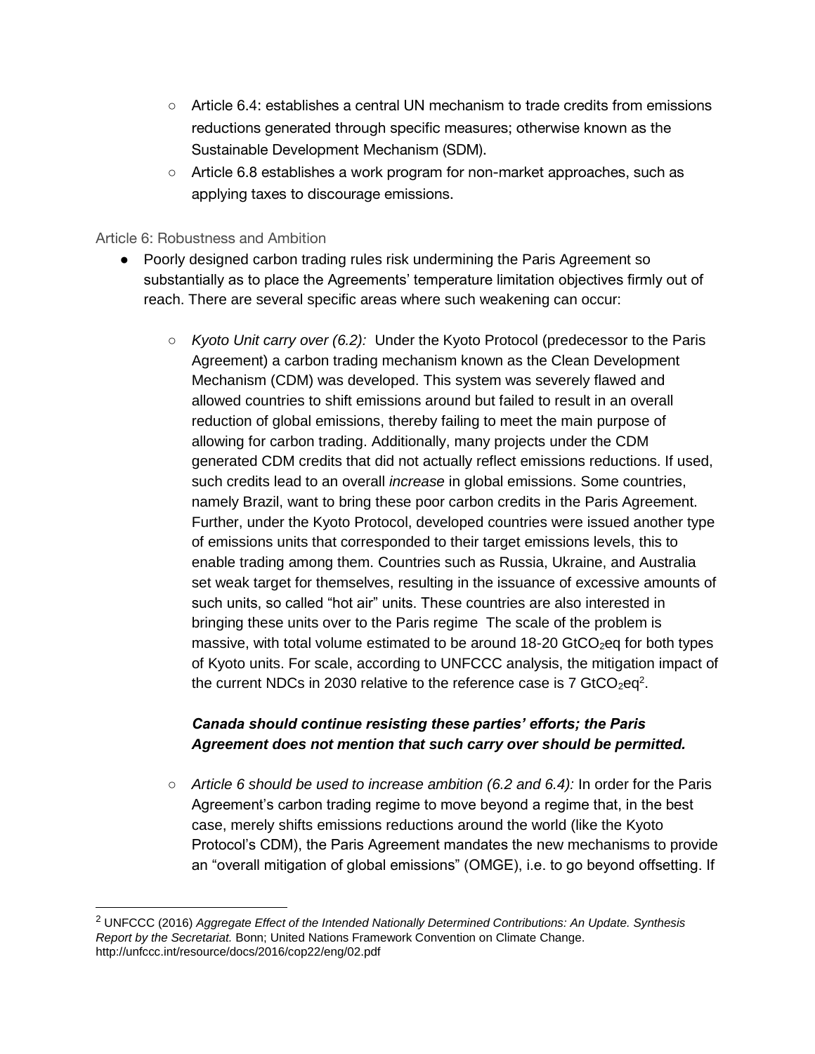- Article 6.4: establishes a central UN mechanism to trade credits from emissions reductions generated through specific measures; otherwise known as the Sustainable Development Mechanism (SDM).
- Article 6.8 establishes a work program for non-market approaches, such as applying taxes to discourage emissions.

### Article 6: Robustness and Ambition

- Poorly designed carbon trading rules risk undermining the Paris Agreement so substantially as to place the Agreements' temperature limitation objectives firmly out of reach. There are several specific areas where such weakening can occur:

  - *Kyoto Unit carry over (6.2):* Under the Kyoto Protocol (predecessor to the Paris Agreement) a carbon trading mechanism known as the Clean Development Mechanism (CDM) was developed. This system was severely flawed and allowed countries to shift emissions around but failed to result in an overall reduction of global emissions, thereby failing to meet the main purpose of allowing for carbon trading. Additionally, many projects under the CDM generated CDM credits that did not actually reflect emissions reductions. If used, such credits lead to an overall *increase* in global emissions. Some countries, namely Brazil, want to bring these poor carbon credits in the Paris Agreement. Further, under the Kyoto Protocol, developed countries were issued another type of emissions units that corresponded to their target emissions levels, this to enable trading among them. Countries such as Russia, Ukraine, and Australia set weak target for themselves, resulting in the issuance of excessive amounts of such units, so called "hot air" units. These countries are also interested in bringing these units over to the Paris regime The scale of the problem is massive, with total volume estimated to be around 18-20 $GtCO_2eq$ for both types of Kyoto units. For scale, according to UNFCCC analysis, the mitigation impact of the current NDCs in 2030 relative to the reference case is 7 $GtCO_2eq$[2].

    ***Canada should continue resisting these parties' efforts; the Paris Agreement does not mention that such carry over should be permitted.***

  - *Article 6 should be used to increase ambition (6.2 and 6.4):* In order for the Paris Agreement's carbon trading regime to move beyond a regime that, in the best case, merely shifts emissions reductions around the world (like the Kyoto Protocol's CDM), the Paris Agreement mandates the new mechanisms to provide an "overall mitigation of global emissions" (OMGE), i.e. to go beyond offsetting. If

---

[2] UNFCCC (2016) *Aggregate Effect of the Intended Nationally Determined Contributions: An Update. Synthesis Report by the Secretariat.* Bonn; United Nations Framework Convention on Climate Change. http://unfccc.int/resource/docs/2016/cop22/eng/02.pdf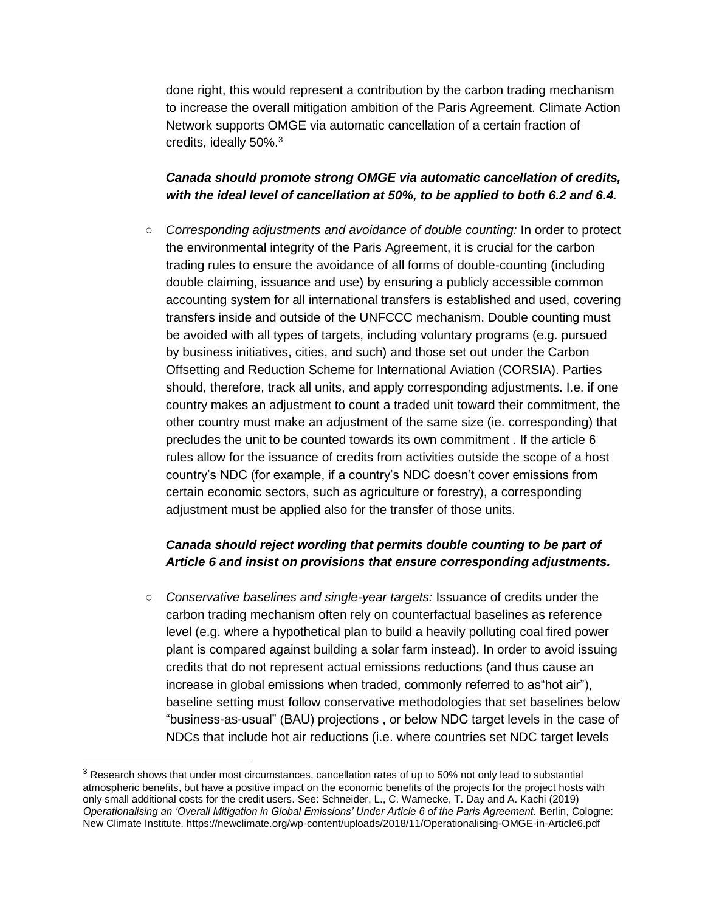done right, this would represent a contribution by the carbon trading mechanism to increase the overall mitigation ambition of the Paris Agreement. Climate Action Network supports OMGE via automatic cancellation of a certain fraction of credits, ideally 50%.[3]

***Canada should promote strong OMGE via automatic cancellation of credits, with the ideal level of cancellation at 50%, to be applied to both 6.2 and 6.4.***

- *Corresponding adjustments and avoidance of double counting:* In order to protect the environmental integrity of the Paris Agreement, it is crucial for the carbon trading rules to ensure the avoidance of all forms of double-counting (including double claiming, issuance and use) by ensuring a publicly accessible common accounting system for all international transfers is established and used, covering transfers inside and outside of the UNFCCC mechanism. Double counting must be avoided with all types of targets, including voluntary programs (e.g. pursued by business initiatives, cities, and such) and those set out under the Carbon Offsetting and Reduction Scheme for International Aviation (CORSIA). Parties should, therefore, track all units, and apply corresponding adjustments. I.e. if one country makes an adjustment to count a traded unit toward their commitment, the other country must make an adjustment of the same size (ie. corresponding) that precludes the unit to be counted towards its own commitment . If the article 6 rules allow for the issuance of credits from activities outside the scope of a host country's NDC (for example, if a country's NDC doesn't cover emissions from certain economic sectors, such as agriculture or forestry), a corresponding adjustment must be applied also for the transfer of those units.

  ***Canada should reject wording that permits double counting to be part of Article 6 and insist on provisions that ensure corresponding adjustments.***

- *Conservative baselines and single-year targets:* Issuance of credits under the carbon trading mechanism often rely on counterfactual baselines as reference level (e.g. where a hypothetical plan to build a heavily polluting coal fired power plant is compared against building a solar farm instead). In order to avoid issuing credits that do not represent actual emissions reductions (and thus cause an increase in global emissions when traded, commonly referred to as"hot air"), baseline setting must follow conservative methodologies that set baselines below "business-as-usual" (BAU) projections , or below NDC target levels in the case of NDCs that include hot air reductions (i.e. where countries set NDC target levels

[3] Research shows that under most circumstances, cancellation rates of up to 50% not only lead to substantial atmospheric benefits, but have a positive impact on the economic benefits of the projects for the project hosts with only small additional costs for the credit users. See: Schneider, L., C. Warnecke, T. Day and A. Kachi (2019) *Operationalising an 'Overall Mitigation in Global Emissions' Under Article 6 of the Paris Agreement.* Berlin, Cologne: New Climate Institute. https://newclimate.org/wp-content/uploads/2018/11/Operationalising-OMGE-in-Article6.pdf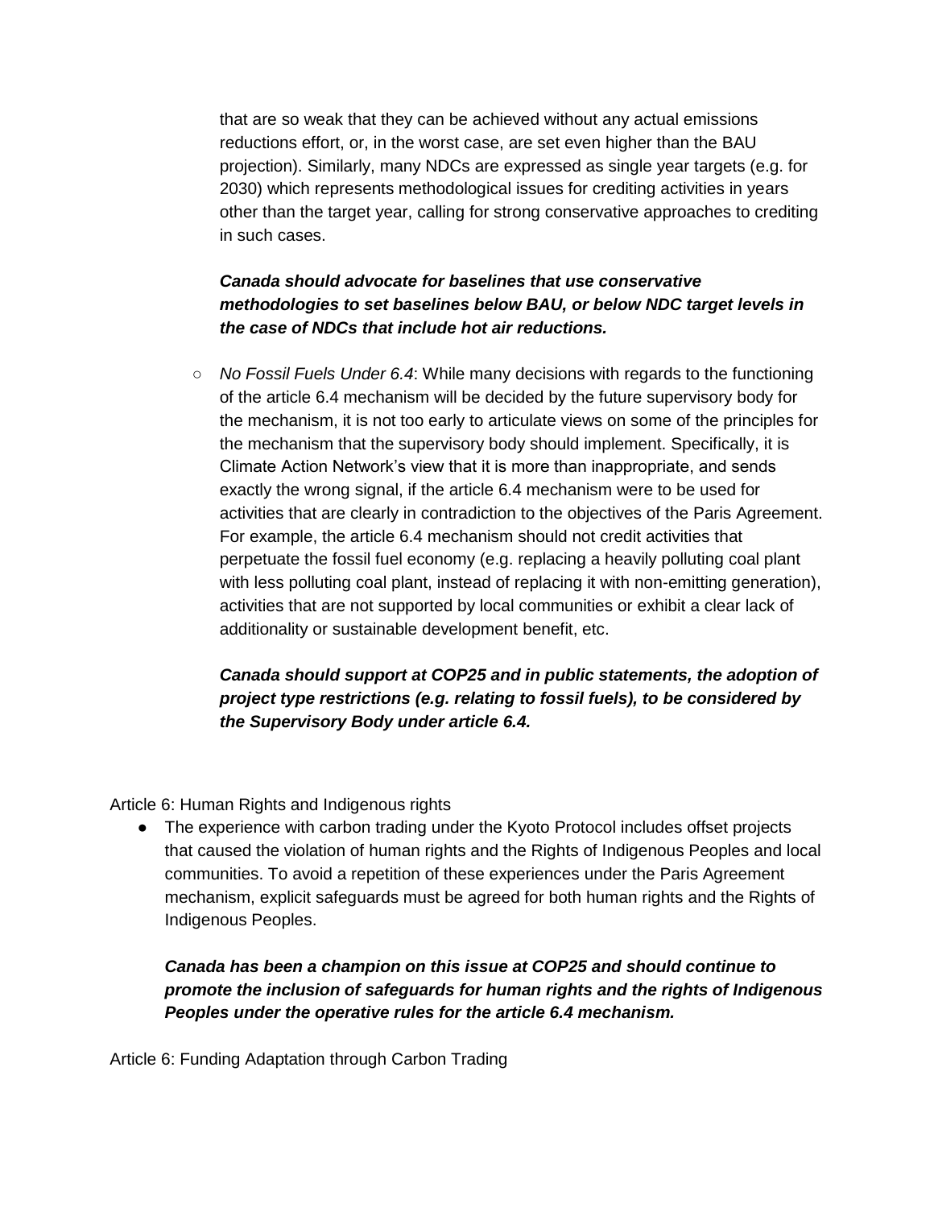that are so weak that they can be achieved without any actual emissions reductions effort, or, in the worst case, are set even higher than the BAU projection). Similarly, many NDCs are expressed as single year targets (e.g. for 2030) which represents methodological issues for crediting activities in years other than the target year, calling for strong conservative approaches to crediting in such cases.

***Canada should advocate for baselines that use conservative methodologies to set baselines below BAU, or below NDC target levels in the case of NDCs that include hot air reductions.***

- *No Fossil Fuels Under 6.4*: While many decisions with regards to the functioning of the article 6.4 mechanism will be decided by the future supervisory body for the mechanism, it is not too early to articulate views on some of the principles for the mechanism that the supervisory body should implement. Specifically, it is Climate Action Network's view that it is more than inappropriate, and sends exactly the wrong signal, if the article 6.4 mechanism were to be used for activities that are clearly in contradiction to the objectives of the Paris Agreement. For example, the article 6.4 mechanism should not credit activities that perpetuate the fossil fuel economy (e.g. replacing a heavily polluting coal plant with less polluting coal plant, instead of replacing it with non-emitting generation), activities that are not supported by local communities or exhibit a clear lack of additionality or sustainable development benefit, etc.

  ***Canada should support at COP25 and in public statements, the adoption of project type restrictions (e.g. relating to fossil fuels), to be considered by the Supervisory Body under article 6.4.***

Article 6: Human Rights and Indigenous rights

- The experience with carbon trading under the Kyoto Protocol includes offset projects that caused the violation of human rights and the Rights of Indigenous Peoples and local communities. To avoid a repetition of these experiences under the Paris Agreement mechanism, explicit safeguards must be agreed for both human rights and the Rights of Indigenous Peoples.

  ***Canada has been a champion on this issue at COP25 and should continue to promote the inclusion of safeguards for human rights and the rights of Indigenous Peoples under the operative rules for the article 6.4 mechanism.***

Article 6: Funding Adaptation through Carbon Trading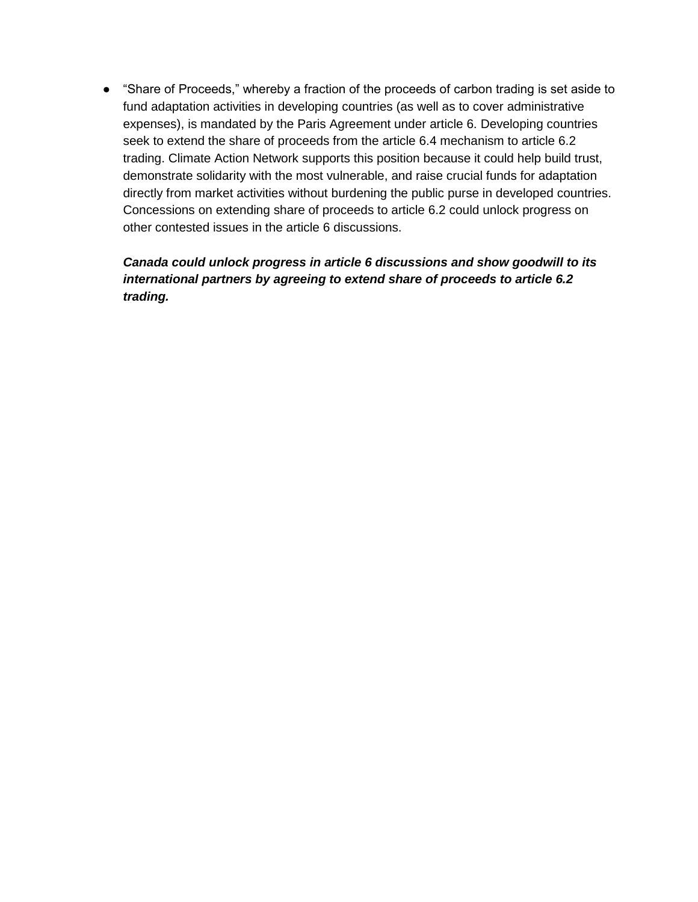- "Share of Proceeds," whereby a fraction of the proceeds of carbon trading is set aside to fund adaptation activities in developing countries (as well as to cover administrative expenses), is mandated by the Paris Agreement under article 6. Developing countries seek to extend the share of proceeds from the article 6.4 mechanism to article 6.2 trading. Climate Action Network supports this position because it could help build trust, demonstrate solidarity with the most vulnerable, and raise crucial funds for adaptation directly from market activities without burdening the public purse in developed countries. Concessions on extending share of proceeds to article 6.2 could unlock progress on other contested issues in the article 6 discussions.

  ***Canada could unlock progress in article 6 discussions and show goodwill to its international partners by agreeing to extend share of proceeds to article 6.2 trading.***